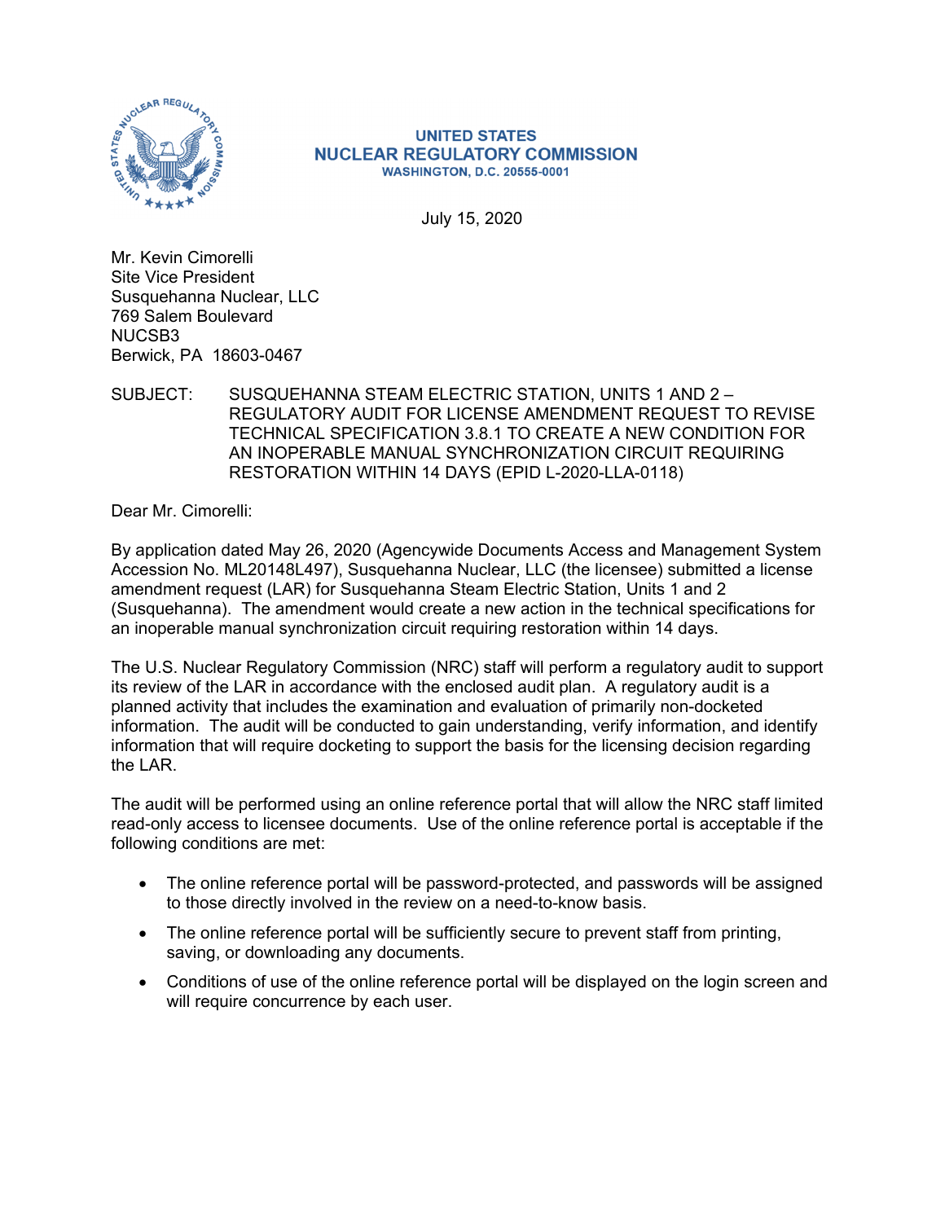**UNITED STATES**
**NUCLEAR REGULATORY COMMISSION**
**WASHINGTON, D.C. 20555-0001**

July 15, 2020

Mr. Kevin Cimorelli
Site Vice President
Susquehanna Nuclear, LLC
769 Salem Boulevard
NUCSB3
Berwick, PA 18603-0467

SUBJECT: SUSQUEHANNA STEAM ELECTRIC STATION, UNITS 1 AND 2 – REGULATORY AUDIT FOR LICENSE AMENDMENT REQUEST TO REVISE TECHNICAL SPECIFICATION 3.8.1 TO CREATE A NEW CONDITION FOR AN INOPERABLE MANUAL SYNCHRONIZATION CIRCUIT REQUIRING RESTORATION WITHIN 14 DAYS (EPID L-2020-LLA-0118)

Dear Mr. Cimorelli:

By application dated May 26, 2020 (Agencywide Documents Access and Management System Accession No. ML20148L497), Susquehanna Nuclear, LLC (the licensee) submitted a license amendment request (LAR) for Susquehanna Steam Electric Station, Units 1 and 2 (Susquehanna). The amendment would create a new action in the technical specifications for an inoperable manual synchronization circuit requiring restoration within 14 days.

The U.S. Nuclear Regulatory Commission (NRC) staff will perform a regulatory audit to support its review of the LAR in accordance with the enclosed audit plan. A regulatory audit is a planned activity that includes the examination and evaluation of primarily non-docketed information. The audit will be conducted to gain understanding, verify information, and identify information that will require docketing to support the basis for the licensing decision regarding the LAR.

The audit will be performed using an online reference portal that will allow the NRC staff limited read-only access to licensee documents. Use of the online reference portal is acceptable if the following conditions are met:

- The online reference portal will be password-protected, and passwords will be assigned to those directly involved in the review on a need-to-know basis.
- The online reference portal will be sufficiently secure to prevent staff from printing, saving, or downloading any documents.
- Conditions of use of the online reference portal will be displayed on the login screen and will require concurrence by each user.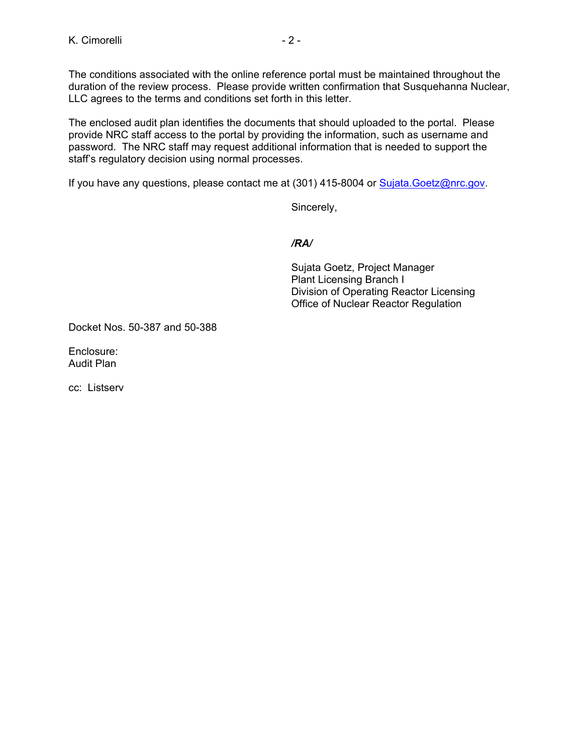The conditions associated with the online reference portal must be maintained throughout the duration of the review process. Please provide written confirmation that Susquehanna Nuclear, LLC agrees to the terms and conditions set forth in this letter.

The enclosed audit plan identifies the documents that should uploaded to the portal. Please provide NRC staff access to the portal by providing the information, such as username and password. The NRC staff may request additional information that is needed to support the staff's regulatory decision using normal processes.

If you have any questions, please contact me at (301) 415-8004 or Sujata.Goetz@nrc.gov.

Sincerely,

***/RA/***

Sujata Goetz, Project Manager
Plant Licensing Branch I
Division of Operating Reactor Licensing
Office of Nuclear Reactor Regulation

Docket Nos. 50-387 and 50-388

Enclosure:
Audit Plan

cc: Listserv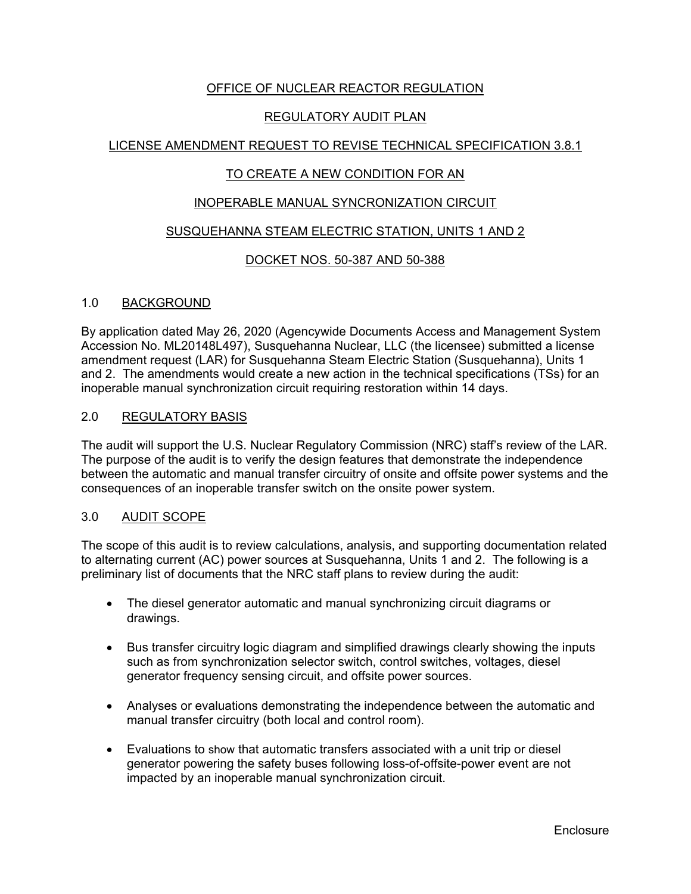# OFFICE OF NUCLEAR REACTOR REGULATION

# REGULATORY AUDIT PLAN

# LICENSE AMENDMENT REQUEST TO REVISE TECHNICAL SPECIFICATION 3.8.1

# TO CREATE A NEW CONDITION FOR AN

# INOPERABLE MANUAL SYNCRONIZATION CIRCUIT

# SUSQUEHANNA STEAM ELECTRIC STATION, UNITS 1 AND 2

# DOCKET NOS. 50-387 AND 50-388

## 1.0 BACKGROUND

By application dated May 26, 2020 (Agencywide Documents Access and Management System Accession No. ML20148L497), Susquehanna Nuclear, LLC (the licensee) submitted a license amendment request (LAR) for Susquehanna Steam Electric Station (Susquehanna), Units 1 and 2. The amendments would create a new action in the technical specifications (TSs) for an inoperable manual synchronization circuit requiring restoration within 14 days.

## 2.0 REGULATORY BASIS

The audit will support the U.S. Nuclear Regulatory Commission (NRC) staff's review of the LAR. The purpose of the audit is to verify the design features that demonstrate the independence between the automatic and manual transfer circuitry of onsite and offsite power systems and the consequences of an inoperable transfer switch on the onsite power system.

## 3.0 AUDIT SCOPE

The scope of this audit is to review calculations, analysis, and supporting documentation related to alternating current (AC) power sources at Susquehanna, Units 1 and 2. The following is a preliminary list of documents that the NRC staff plans to review during the audit:

- The diesel generator automatic and manual synchronizing circuit diagrams or drawings.
- Bus transfer circuitry logic diagram and simplified drawings clearly showing the inputs such as from synchronization selector switch, control switches, voltages, diesel generator frequency sensing circuit, and offsite power sources.
- Analyses or evaluations demonstrating the independence between the automatic and manual transfer circuitry (both local and control room).
- Evaluations to show that automatic transfers associated with a unit trip or diesel generator powering the safety buses following loss-of-offsite-power event are not impacted by an inoperable manual synchronization circuit.

Enclosure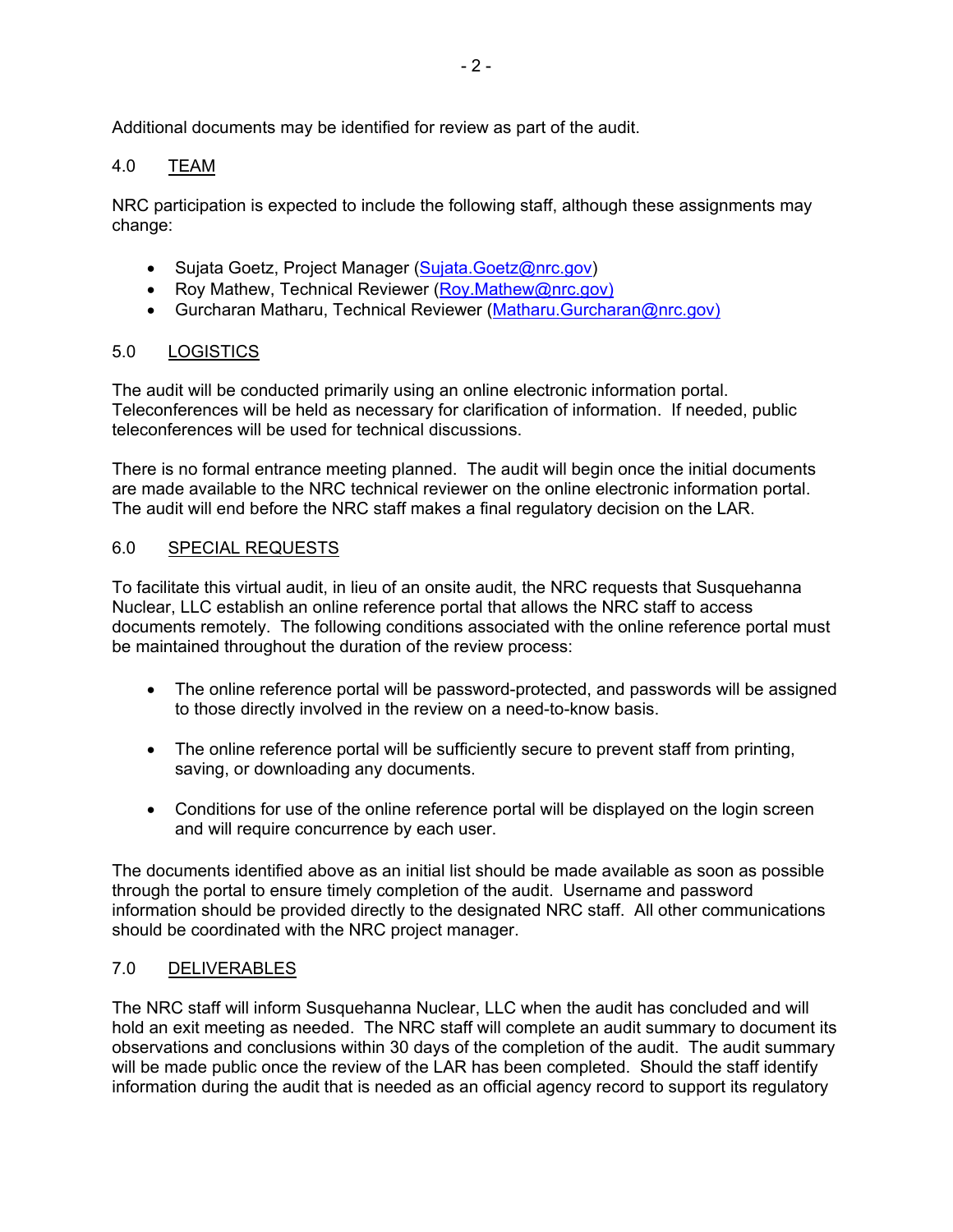Additional documents may be identified for review as part of the audit.

## 4.0 TEAM

NRC participation is expected to include the following staff, although these assignments may change:

- Sujata Goetz, Project Manager (Sujata.Goetz@nrc.gov)
- Roy Mathew, Technical Reviewer (Roy.Mathew@nrc.gov)
- Gurcharan Matharu, Technical Reviewer (Matharu.Gurcharan@nrc.gov)

## 5.0 LOGISTICS

The audit will be conducted primarily using an online electronic information portal. Teleconferences will be held as necessary for clarification of information. If needed, public teleconferences will be used for technical discussions.

There is no formal entrance meeting planned. The audit will begin once the initial documents are made available to the NRC technical reviewer on the online electronic information portal. The audit will end before the NRC staff makes a final regulatory decision on the LAR.

## 6.0 SPECIAL REQUESTS

To facilitate this virtual audit, in lieu of an onsite audit, the NRC requests that Susquehanna Nuclear, LLC establish an online reference portal that allows the NRC staff to access documents remotely. The following conditions associated with the online reference portal must be maintained throughout the duration of the review process:

- The online reference portal will be password-protected, and passwords will be assigned to those directly involved in the review on a need-to-know basis.
- The online reference portal will be sufficiently secure to prevent staff from printing, saving, or downloading any documents.
- Conditions for use of the online reference portal will be displayed on the login screen and will require concurrence by each user.

The documents identified above as an initial list should be made available as soon as possible through the portal to ensure timely completion of the audit. Username and password information should be provided directly to the designated NRC staff. All other communications should be coordinated with the NRC project manager.

## 7.0 DELIVERABLES

The NRC staff will inform Susquehanna Nuclear, LLC when the audit has concluded and will hold an exit meeting as needed. The NRC staff will complete an audit summary to document its observations and conclusions within 30 days of the completion of the audit. The audit summary will be made public once the review of the LAR has been completed. Should the staff identify information during the audit that is needed as an official agency record to support its regulatory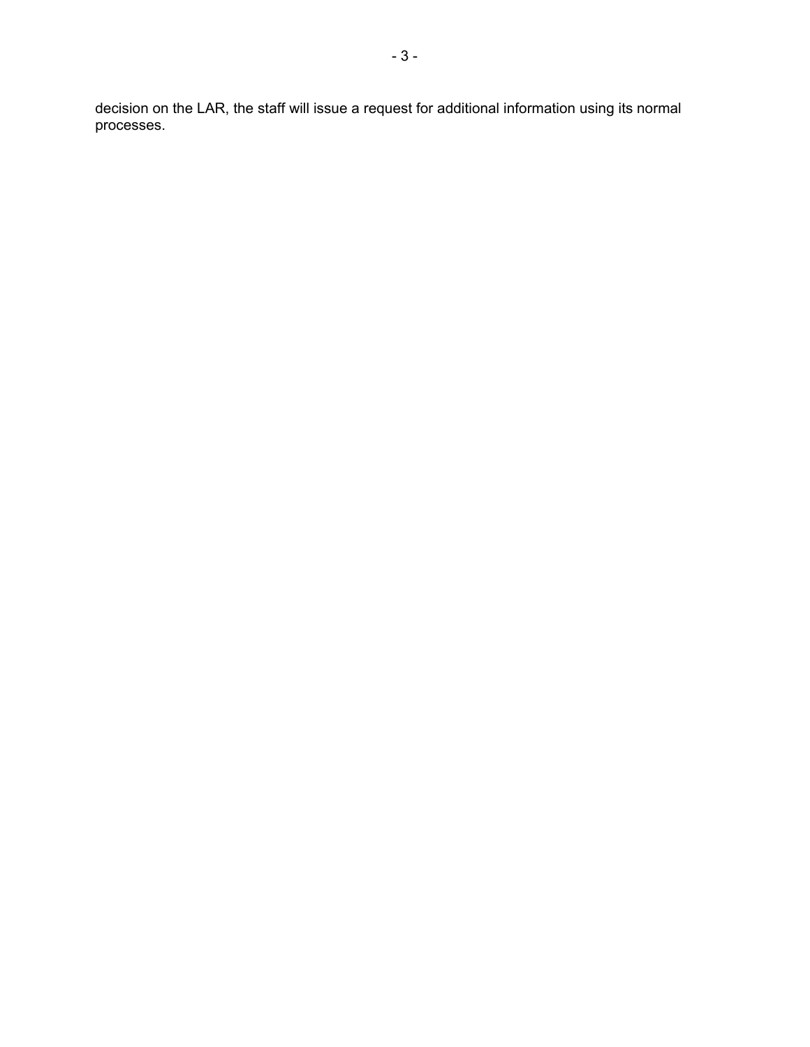decision on the LAR, the staff will issue a request for additional information using its normal processes.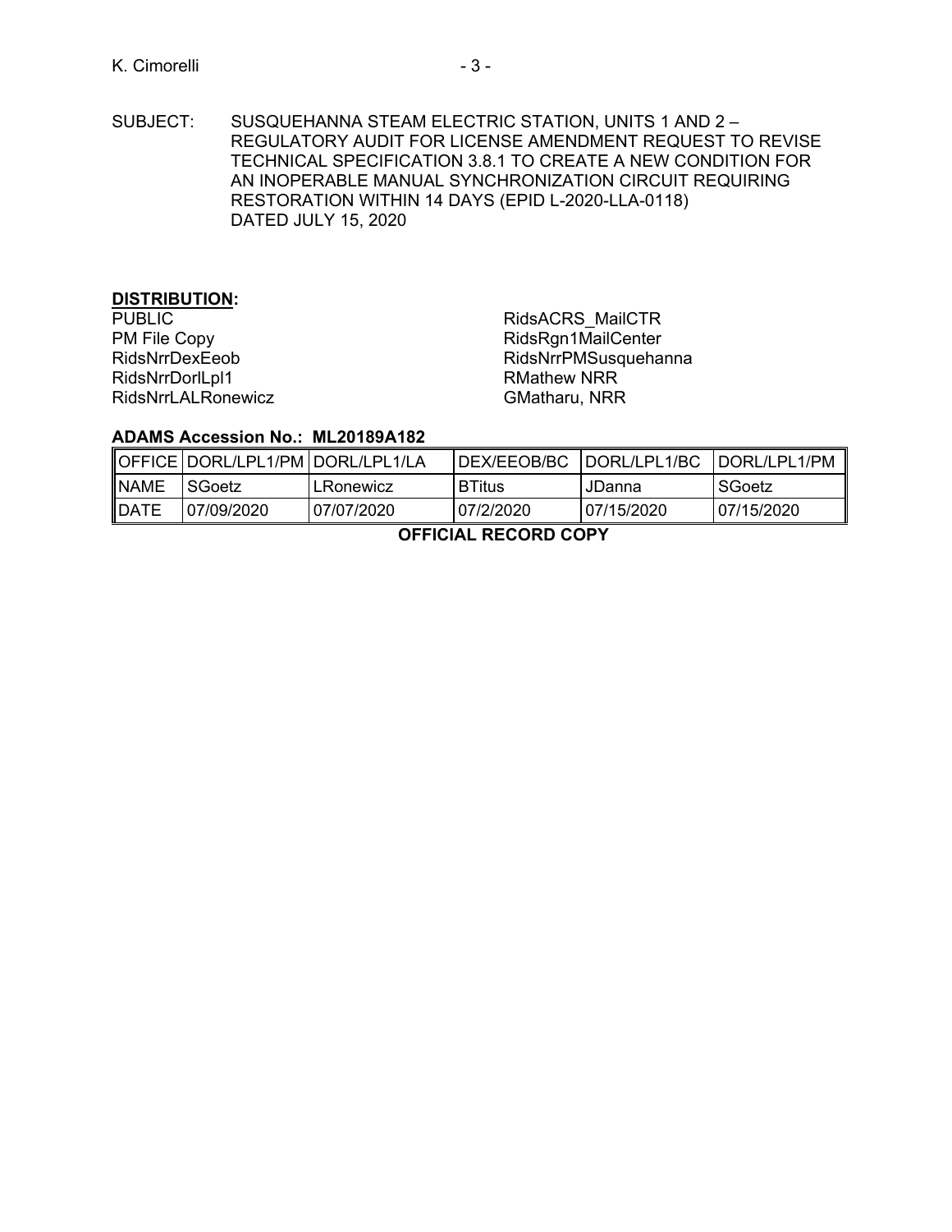SUBJECT: SUSQUEHANNA STEAM ELECTRIC STATION, UNITS 1 AND 2 – REGULATORY AUDIT FOR LICENSE AMENDMENT REQUEST TO REVISE TECHNICAL SPECIFICATION 3.8.1 TO CREATE A NEW CONDITION FOR AN INOPERABLE MANUAL SYNCHRONIZATION CIRCUIT REQUIRING RESTORATION WITHIN 14 DAYS (EPID L-2020-LLA-0118) DATED JULY 15, 2020

**DISTRIBUTION:**

PUBLIC
PM File Copy
RidsNrrDexEeob
RidsNrrDorlLpl1
RidsNrrLALRonewicz
RidsACRS_MailCTR
RidsRgn1MailCenter
RidsNrrPMSusquehanna
RMathew NRR
GMatharu, NRR

**ADAMS Accession No.: ML20189A182**

| OFFICE | DORL/LPL1/PM | DORL/LPL1/LA | DEX/EEOB/BC | DORL/LPL1/BC | DORL/LPL1/PM |
|---|---|---|---|---|---|
| NAME | SGoetz | LRonewicz | BTitus | JDanna | SGoetz |
| DATE | 07/09/2020 | 07/07/2020 | 07/2/2020 | 07/15/2020 | 07/15/2020 |

**OFFICIAL RECORD COPY**